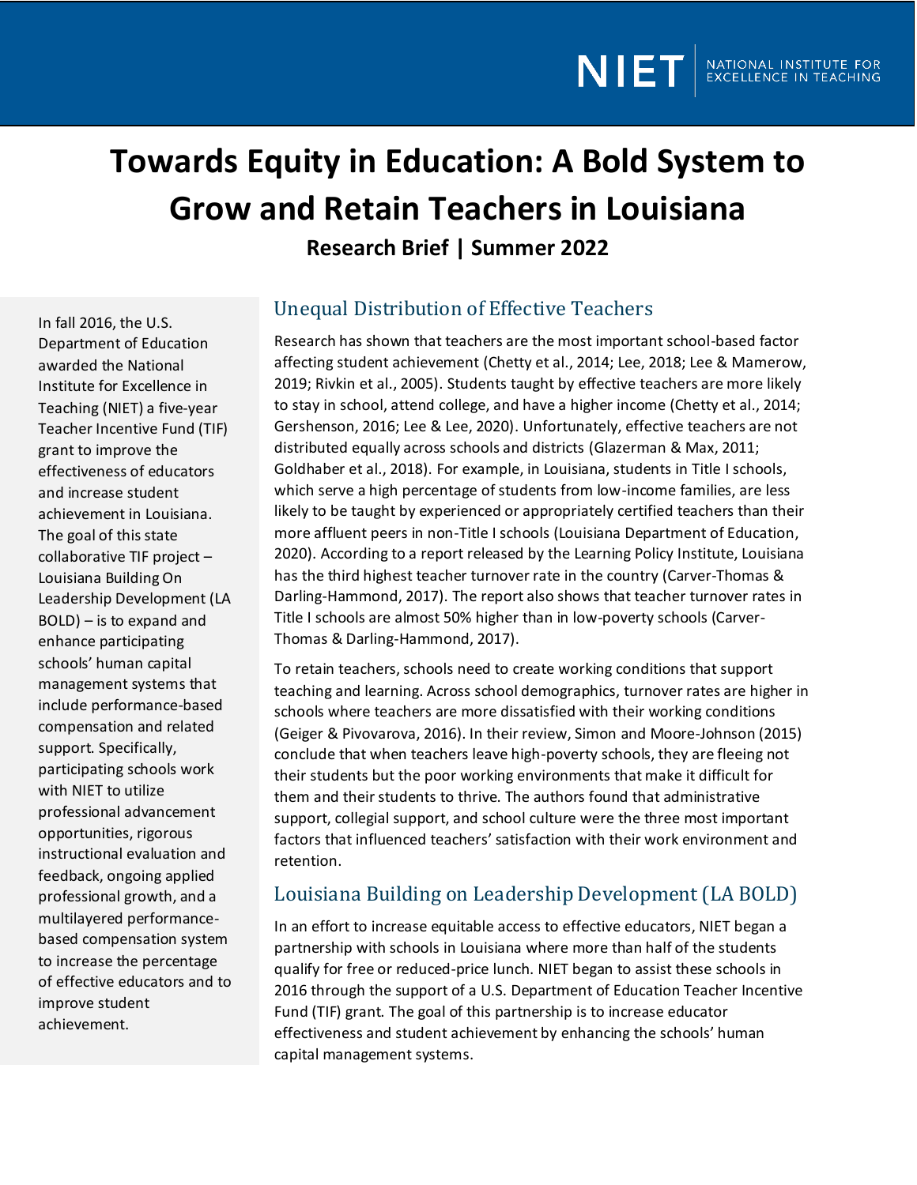NIET NATIONAL INSTITUTE FOR EXCELLENCE IN TEACHING

# Towards Equity in Education: A Bold System to Grow and Retain Teachers in Louisiana

**Research Brief | Summer 2022**

In fall 2016, the U.S. Department of Education awarded the National Institute for Excellence in Teaching (NIET) a five-year Teacher Incentive Fund (TIF) grant to improve the effectiveness of educators and increase student achievement in Louisiana. The goal of this state collaborative TIF project – Louisiana Building On Leadership Development (LA BOLD) – is to expand and enhance participating schools' human capital management systems that include performance-based compensation and related support. Specifically, participating schools work with NIET to utilize professional advancement opportunities, rigorous instructional evaluation and feedback, ongoing applied professional growth, and a multilayered performance-based compensation system to increase the percentage of effective educators and to improve student achievement.

## Unequal Distribution of Effective Teachers

Research has shown that teachers are the most important school-based factor affecting student achievement (Chetty et al., 2014; Lee, 2018; Lee & Mamerow, 2019; Rivkin et al., 2005). Students taught by effective teachers are more likely to stay in school, attend college, and have a higher income (Chetty et al., 2014; Gershenson, 2016; Lee & Lee, 2020). Unfortunately, effective teachers are not distributed equally across schools and districts (Glazerman & Max, 2011; Goldhaber et al., 2018). For example, in Louisiana, students in Title I schools, which serve a high percentage of students from low-income families, are less likely to be taught by experienced or appropriately certified teachers than their more affluent peers in non-Title I schools (Louisiana Department of Education, 2020). According to a report released by the Learning Policy Institute, Louisiana has the third highest teacher turnover rate in the country (Carver-Thomas & Darling-Hammond, 2017). The report also shows that teacher turnover rates in Title I schools are almost 50% higher than in low-poverty schools (Carver-Thomas & Darling-Hammond, 2017).

To retain teachers, schools need to create working conditions that support teaching and learning. Across school demographics, turnover rates are higher in schools where teachers are more dissatisfied with their working conditions (Geiger & Pivovarova, 2016). In their review, Simon and Moore-Johnson (2015) conclude that when teachers leave high-poverty schools, they are fleeing not their students but the poor working environments that make it difficult for them and their students to thrive. The authors found that administrative support, collegial support, and school culture were the three most important factors that influenced teachers' satisfaction with their work environment and retention.

## Louisiana Building on Leadership Development (LA BOLD)

In an effort to increase equitable access to effective educators, NIET began a partnership with schools in Louisiana where more than half of the students qualify for free or reduced-price lunch. NIET began to assist these schools in 2016 through the support of a U.S. Department of Education Teacher Incentive Fund (TIF) grant. The goal of this partnership is to increase educator effectiveness and student achievement by enhancing the schools' human capital management systems.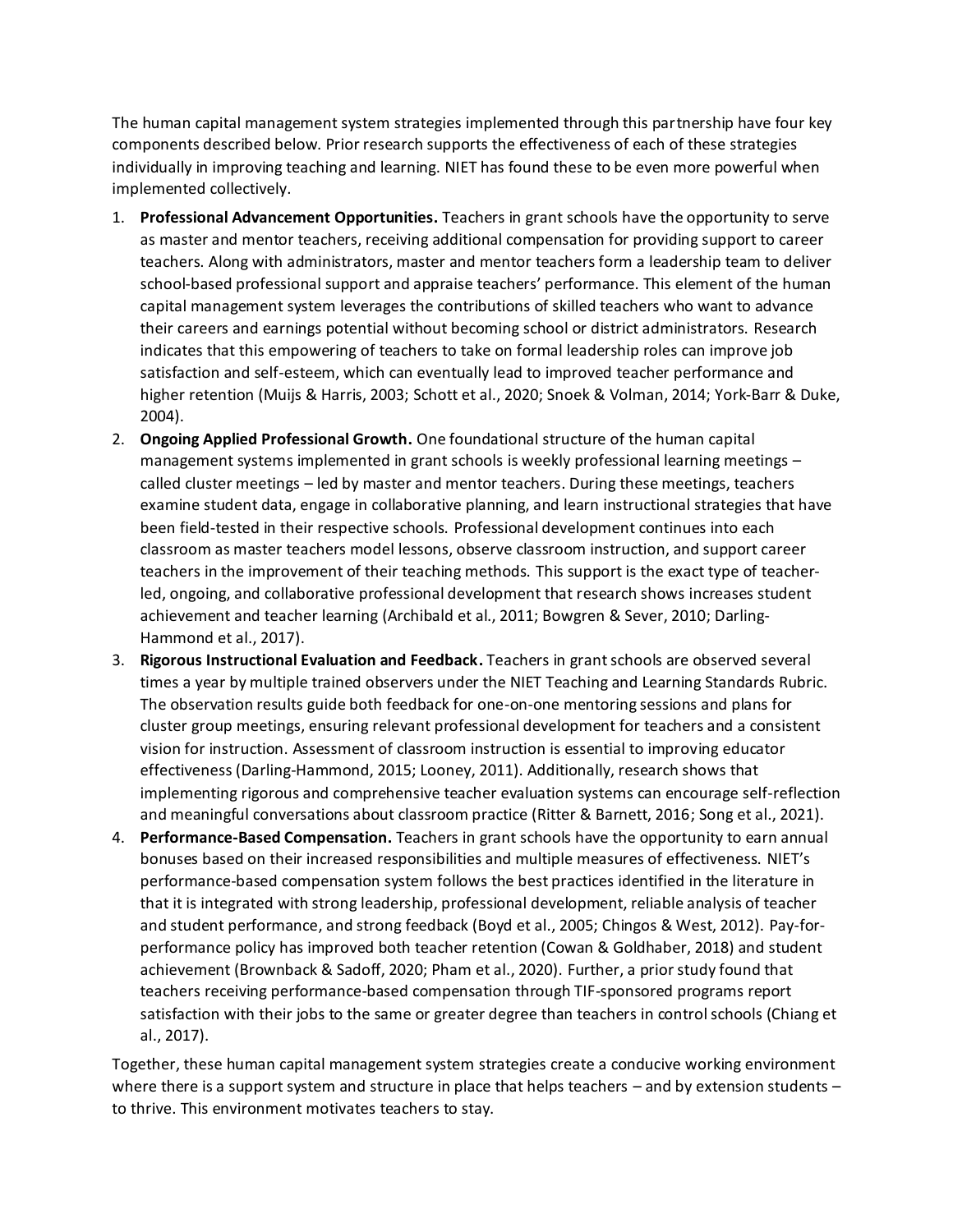The human capital management system strategies implemented through this partnership have four key components described below. Prior research supports the effectiveness of each of these strategies individually in improving teaching and learning. NIET has found these to be even more powerful when implemented collectively.

1. **Professional Advancement Opportunities.** Teachers in grant schools have the opportunity to serve as master and mentor teachers, receiving additional compensation for providing support to career teachers. Along with administrators, master and mentor teachers form a leadership team to deliver school-based professional support and appraise teachers' performance. This element of the human capital management system leverages the contributions of skilled teachers who want to advance their careers and earnings potential without becoming school or district administrators. Research indicates that this empowering of teachers to take on formal leadership roles can improve job satisfaction and self-esteem, which can eventually lead to improved teacher performance and higher retention (Muijs & Harris, 2003; Schott et al., 2020; Snoek & Volman, 2014; York-Barr & Duke, 2004).
2. **Ongoing Applied Professional Growth.** One foundational structure of the human capital management systems implemented in grant schools is weekly professional learning meetings – called cluster meetings – led by master and mentor teachers. During these meetings, teachers examine student data, engage in collaborative planning, and learn instructional strategies that have been field-tested in their respective schools. Professional development continues into each classroom as master teachers model lessons, observe classroom instruction, and support career teachers in the improvement of their teaching methods. This support is the exact type of teacher-led, ongoing, and collaborative professional development that research shows increases student achievement and teacher learning (Archibald et al., 2011; Bowgren & Sever, 2010; Darling-Hammond et al., 2017).
3. **Rigorous Instructional Evaluation and Feedback.** Teachers in grant schools are observed several times a year by multiple trained observers under the NIET Teaching and Learning Standards Rubric. The observation results guide both feedback for one-on-one mentoring sessions and plans for cluster group meetings, ensuring relevant professional development for teachers and a consistent vision for instruction. Assessment of classroom instruction is essential to improving educator effectiveness (Darling-Hammond, 2015; Looney, 2011). Additionally, research shows that implementing rigorous and comprehensive teacher evaluation systems can encourage self-reflection and meaningful conversations about classroom practice (Ritter & Barnett, 2016; Song et al., 2021).
4. **Performance-Based Compensation.** Teachers in grant schools have the opportunity to earn annual bonuses based on their increased responsibilities and multiple measures of effectiveness. NIET's performance-based compensation system follows the best practices identified in the literature in that it is integrated with strong leadership, professional development, reliable analysis of teacher and student performance, and strong feedback (Boyd et al., 2005; Chingos & West, 2012). Pay-for-performance policy has improved both teacher retention (Cowan & Goldhaber, 2018) and student achievement (Brownback & Sadoff, 2020; Pham et al., 2020). Further, a prior study found that teachers receiving performance-based compensation through TIF-sponsored programs report satisfaction with their jobs to the same or greater degree than teachers in control schools (Chiang et al., 2017).

Together, these human capital management system strategies create a conducive working environment where there is a support system and structure in place that helps teachers – and by extension students – to thrive. This environment motivates teachers to stay.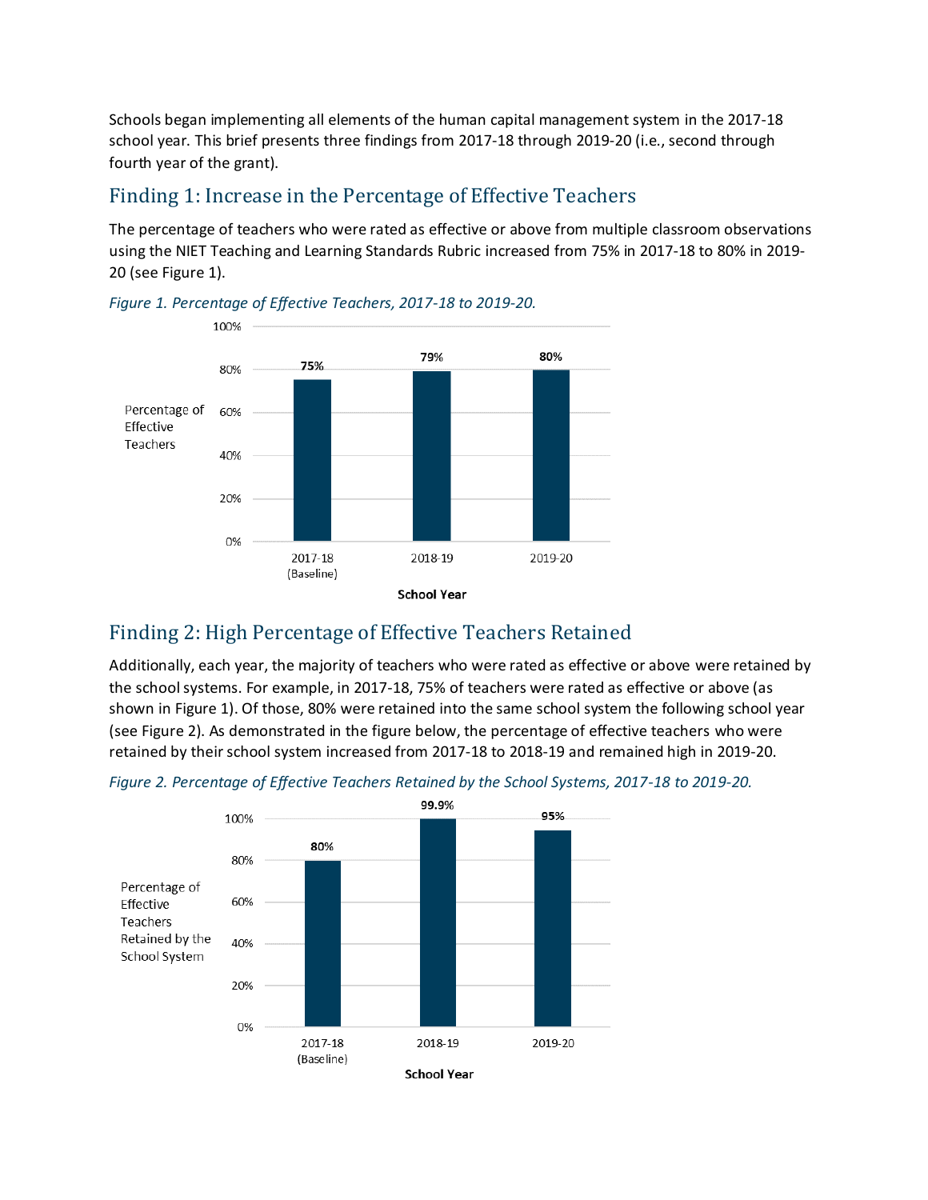Schools began implementing all elements of the human capital management system in the 2017-18 school year. This brief presents three findings from 2017-18 through 2019-20 (i.e., second through fourth year of the grant).

## Finding 1: Increase in the Percentage of Effective Teachers

The percentage of teachers who were rated as effective or above from multiple classroom observations using the NIET Teaching and Learning Standards Rubric increased from 75% in 2017-18 to 80% in 2019-20 (see Figure 1).

*Figure 1. Percentage of Effective Teachers, 2017-18 to 2019-20.*

| School Year | Percentage of Effective Teachers |
|---|---|
| 2017-18 (Baseline) | 75% |
| 2018-19 | 79% |
| 2019-20 | 80% |

## Finding 2: High Percentage of Effective Teachers Retained

Additionally, each year, the majority of teachers who were rated as effective or above were retained by the school systems. For example, in 2017-18, 75% of teachers were rated as effective or above (as shown in Figure 1). Of those, 80% were retained into the same school system the following school year (see Figure 2). As demonstrated in the figure below, the percentage of effective teachers who were retained by their school system increased from 2017-18 to 2018-19 and remained high in 2019-20.

*Figure 2. Percentage of Effective Teachers Retained by the School Systems, 2017-18 to 2019-20.*

| School Year | Percentage of Effective Teachers Retained by the School System |
|---|---|
| 2017-18 (Baseline) | 80% |
| 2018-19 | 99.9% |
| 2019-20 | 95% |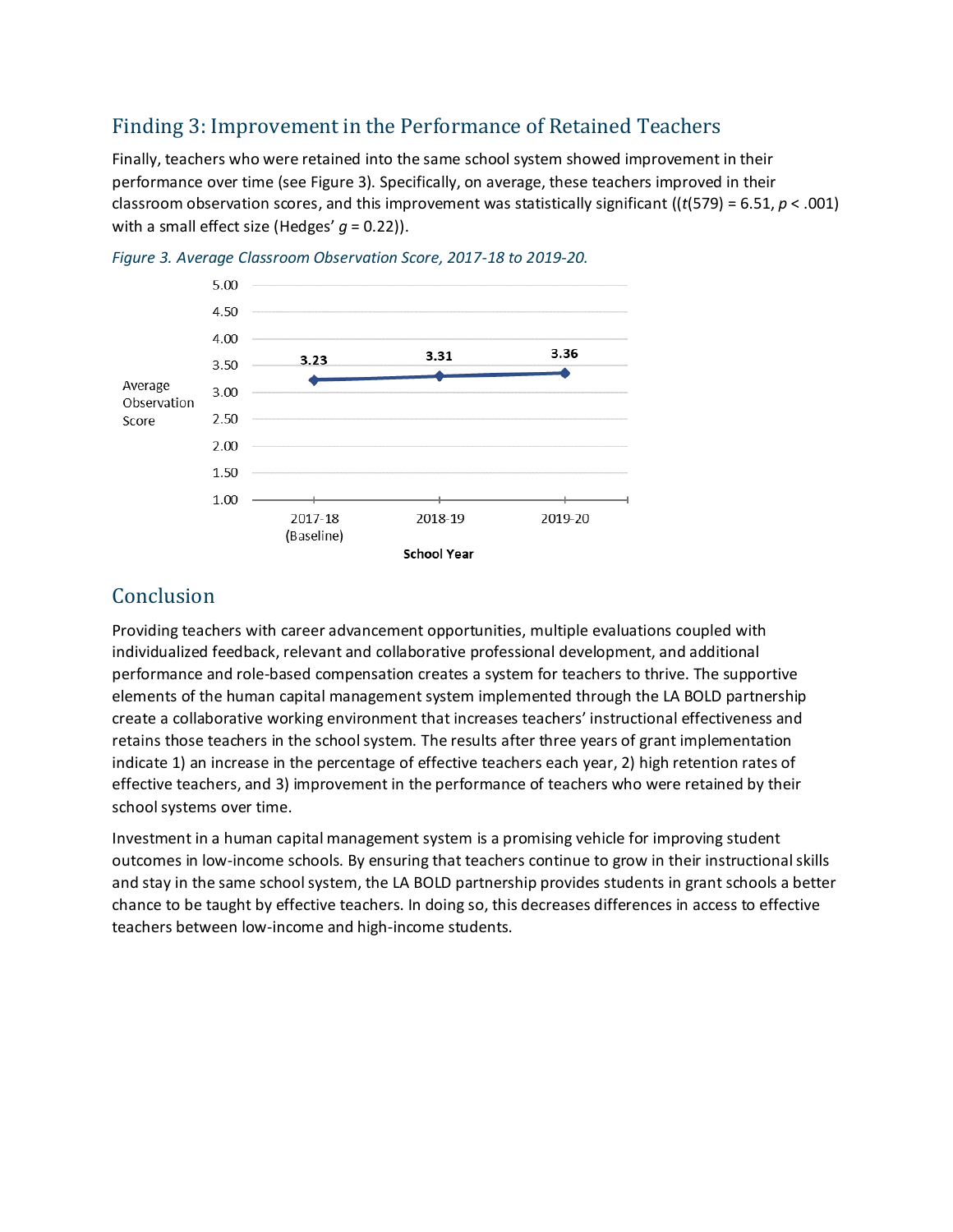## Finding 3: Improvement in the Performance of Retained Teachers

Finally, teachers who were retained into the same school system showed improvement in their performance over time (see Figure 3). Specifically, on average, these teachers improved in their classroom observation scores, and this improvement was statistically significant (($t(579) = 6.51$, $p < .001$) with a small effect size (Hedges' $g = 0.22$)).

*Figure 3. Average Classroom Observation Score, 2017-18 to 2019-20.*

| School Year | Average Observation Score |
|---|---|
| 2017-18 (Baseline) | 3.23 |
| 2018-19 | 3.31 |
| 2019-20 | 3.36 |

## Conclusion

Providing teachers with career advancement opportunities, multiple evaluations coupled with individualized feedback, relevant and collaborative professional development, and additional performance and role-based compensation creates a system for teachers to thrive. The supportive elements of the human capital management system implemented through the LA BOLD partnership create a collaborative working environment that increases teachers' instructional effectiveness and retains those teachers in the school system. The results after three years of grant implementation indicate 1) an increase in the percentage of effective teachers each year, 2) high retention rates of effective teachers, and 3) improvement in the performance of teachers who were retained by their school systems over time.

Investment in a human capital management system is a promising vehicle for improving student outcomes in low-income schools. By ensuring that teachers continue to grow in their instructional skills and stay in the same school system, the LA BOLD partnership provides students in grant schools a better chance to be taught by effective teachers. In doing so, this decreases differences in access to effective teachers between low-income and high-income students.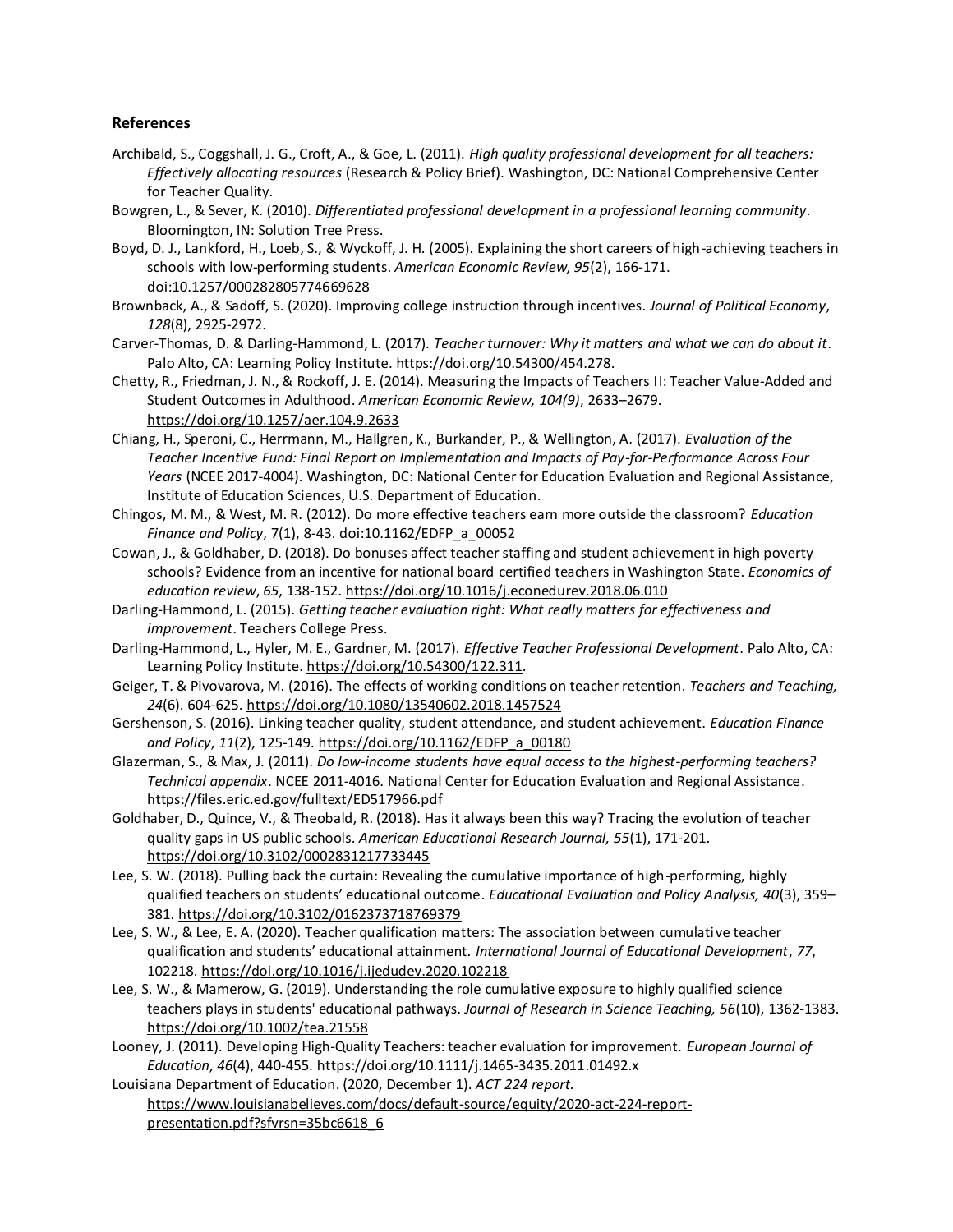## References

Archibald, S., Coggshall, J. G., Croft, A., & Goe, L. (2011). *High quality professional development for all teachers: Effectively allocating resources* (Research & Policy Brief). Washington, DC: National Comprehensive Center for Teacher Quality.

Bowgren, L., & Sever, K. (2010). *Differentiated professional development in a professional learning community*. Bloomington, IN: Solution Tree Press.

Boyd, D. J., Lankford, H., Loeb, S., & Wyckoff, J. H. (2005). Explaining the short careers of high-achieving teachers in schools with low-performing students. *American Economic Review, 95*(2), 166-171. doi:10.1257/000282805774669628

Brownback, A., & Sadoff, S. (2020). Improving college instruction through incentives. *Journal of Political Economy*, *128*(8), 2925-2972.

Carver-Thomas, D. & Darling-Hammond, L. (2017). *Teacher turnover: Why it matters and what we can do about it*. Palo Alto, CA: Learning Policy Institute. https://doi.org/10.54300/454.278.

Chetty, R., Friedman, J. N., & Rockoff, J. E. (2014). Measuring the Impacts of Teachers II: Teacher Value-Added and Student Outcomes in Adulthood. *American Economic Review, 104(9)*, 2633–2679. https://doi.org/10.1257/aer.104.9.2633

Chiang, H., Speroni, C., Herrmann, M., Hallgren, K., Burkander, P., & Wellington, A. (2017). *Evaluation of the Teacher Incentive Fund: Final Report on Implementation and Impacts of Pay-for-Performance Across Four Years* (NCEE 2017-4004). Washington, DC: National Center for Education Evaluation and Regional Assistance, Institute of Education Sciences, U.S. Department of Education.

Chingos, M. M., & West, M. R. (2012). Do more effective teachers earn more outside the classroom? *Education Finance and Policy*, 7(1), 8-43. doi:10.1162/EDFP_a_00052

Cowan, J., & Goldhaber, D. (2018). Do bonuses affect teacher staffing and student achievement in high poverty schools? Evidence from an incentive for national board certified teachers in Washington State. *Economics of education review*, *65*, 138-152. https://doi.org/10.1016/j.econedurev.2018.06.010

Darling-Hammond, L. (2015). *Getting teacher evaluation right: What really matters for effectiveness and improvement*. Teachers College Press.

Darling-Hammond, L., Hyler, M. E., Gardner, M. (2017). *Effective Teacher Professional Development*. Palo Alto, CA: Learning Policy Institute. https://doi.org/10.54300/122.311.

Geiger, T. & Pivovarova, M. (2016). The effects of working conditions on teacher retention. *Teachers and Teaching, 24*(6). 604-625. https://doi.org/10.1080/13540602.2018.1457524

Gershenson, S. (2016). Linking teacher quality, student attendance, and student achievement. *Education Finance and Policy*, *11*(2), 125-149. https://doi.org/10.1162/EDFP_a_00180

Glazerman, S., & Max, J. (2011). *Do low-income students have equal access to the highest-performing teachers? Technical appendix*. NCEE 2011-4016. National Center for Education Evaluation and Regional Assistance. https://files.eric.ed.gov/fulltext/ED517966.pdf

Goldhaber, D., Quince, V., & Theobald, R. (2018). Has it always been this way? Tracing the evolution of teacher quality gaps in US public schools. *American Educational Research Journal, 55*(1), 171-201. https://doi.org/10.3102/0002831217733445

Lee, S. W. (2018). Pulling back the curtain: Revealing the cumulative importance of high-performing, highly qualified teachers on students' educational outcome. *Educational Evaluation and Policy Analysis, 40*(3), 359–381. https://doi.org/10.3102/0162373718769379

Lee, S. W., & Lee, E. A. (2020). Teacher qualification matters: The association between cumulative teacher qualification and students' educational attainment. *International Journal of Educational Development*, *77*, 102218. https://doi.org/10.1016/j.ijedudev.2020.102218

Lee, S. W., & Mamerow, G. (2019). Understanding the role cumulative exposure to highly qualified science teachers plays in students' educational pathways. *Journal of Research in Science Teaching, 56*(10), 1362-1383. https://doi.org/10.1002/tea.21558

Looney, J. (2011). Developing High-Quality Teachers: teacher evaluation for improvement. *European Journal of Education*, *46*(4), 440-455. https://doi.org/10.1111/j.1465-3435.2011.01492.x

Louisiana Department of Education. (2020, December 1). *ACT 224 report.* https://www.louisianabelieves.com/docs/default-source/equity/2020-act-224-report-presentation.pdf?sfvrsn=35bc6618_6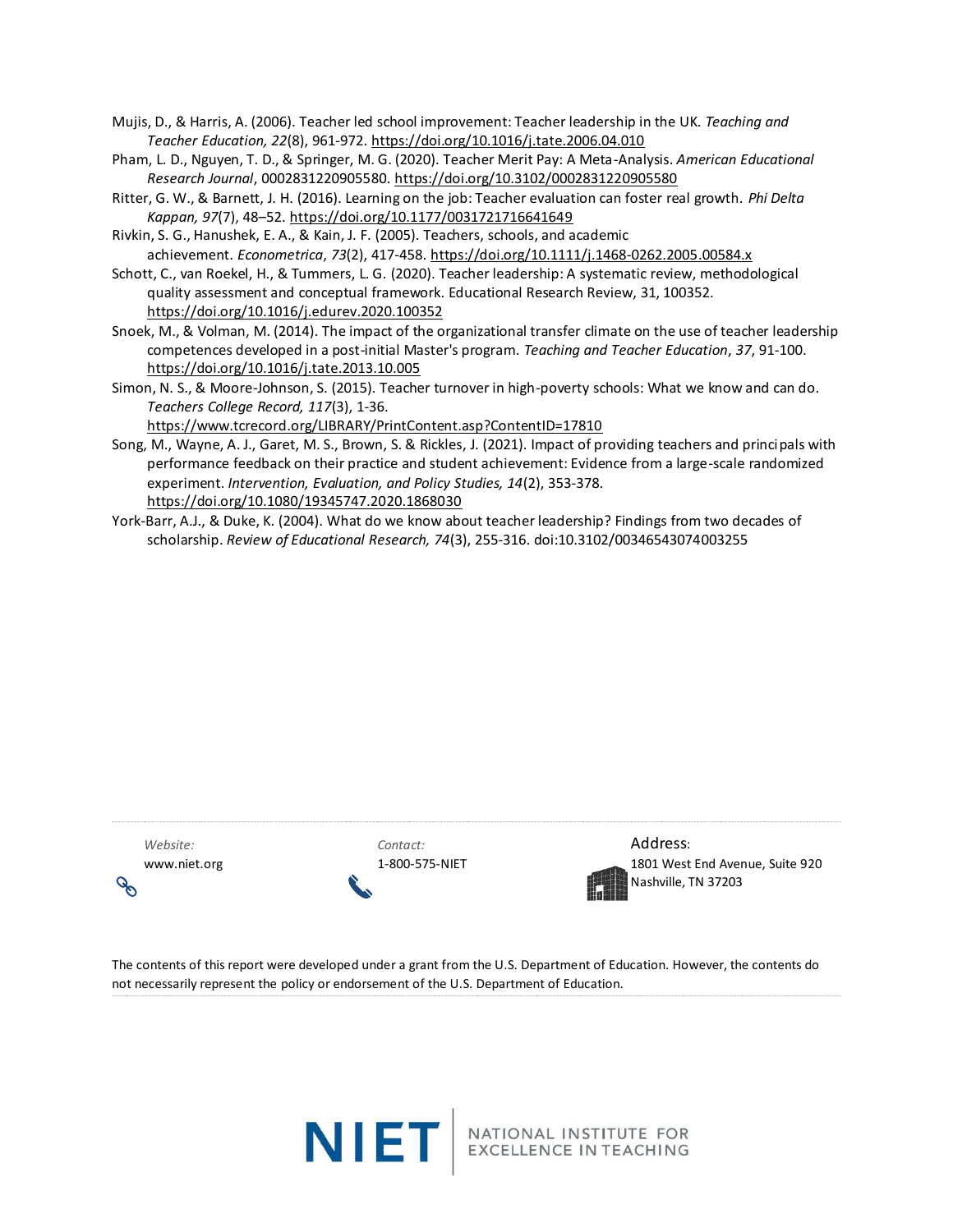Mujis, D., & Harris, A. (2006). Teacher led school improvement: Teacher leadership in the UK. *Teaching and Teacher Education, 22*(8), 961-972. https://doi.org/10.1016/j.tate.2006.04.010

Pham, L. D., Nguyen, T. D., & Springer, M. G. (2020). Teacher Merit Pay: A Meta-Analysis. *American Educational Research Journal*, 0002831220905580. https://doi.org/10.3102/0002831220905580

Ritter, G. W., & Barnett, J. H. (2016). Learning on the job: Teacher evaluation can foster real growth. *Phi Delta Kappan, 97*(7), 48–52. https://doi.org/10.1177/0031721716641649

Rivkin, S. G., Hanushek, E. A., & Kain, J. F. (2005). Teachers, schools, and academic achievement. *Econometrica*, *73*(2), 417-458. https://doi.org/10.1111/j.1468-0262.2005.00584.x

Schott, C., van Roekel, H., & Tummers, L. G. (2020). Teacher leadership: A systematic review, methodological quality assessment and conceptual framework. Educational Research Review, 31, 100352. https://doi.org/10.1016/j.edurev.2020.100352

Snoek, M., & Volman, M. (2014). The impact of the organizational transfer climate on the use of teacher leadership competences developed in a post-initial Master's program. *Teaching and Teacher Education*, *37*, 91-100. https://doi.org/10.1016/j.tate.2013.10.005

Simon, N. S., & Moore-Johnson, S. (2015). Teacher turnover in high-poverty schools: What we know and can do. *Teachers College Record, 117*(3), 1-36. https://www.tcrecord.org/LIBRARY/PrintContent.asp?ContentID=17810

Song, M., Wayne, A. J., Garet, M. S., Brown, S. & Rickles, J. (2021). Impact of providing teachers and principals with performance feedback on their practice and student achievement: Evidence from a large-scale randomized experiment. *Intervention, Evaluation, and Policy Studies, 14*(2), 353-378. https://doi.org/10.1080/19345747.2020.1868030

York-Barr, A.J., & Duke, K. (2004). What do we know about teacher leadership? Findings from two decades of scholarship. *Review of Educational Research, 74*(3), 255-316. doi:10.3102/00346543074003255

*Website:*
www.niet.org

*Contact:*
1-800-575-NIET

Address:
1801 West End Avenue, Suite 920
Nashville, TN 37203

The contents of this report were developed under a grant from the U.S. Department of Education. However, the contents do not necessarily represent the policy or endorsement of the U.S. Department of Education.

NIET | NATIONAL INSTITUTE FOR EXCELLENCE IN TEACHING